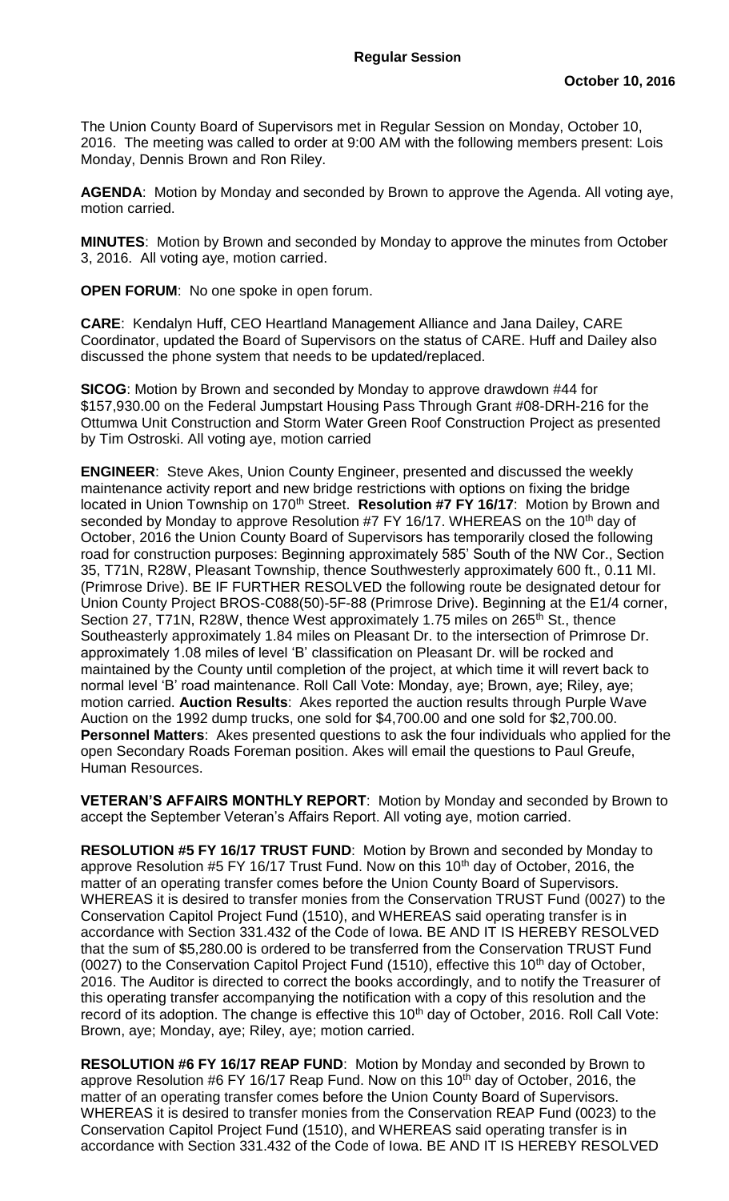**Regular Session**

**October 10, 2016**

The Union County Board of Supervisors met in Regular Session on Monday, October 10, 2016. The meeting was called to order at 9:00 AM with the following members present: Lois Monday, Dennis Brown and Ron Riley.

**AGENDA**: Motion by Monday and seconded by Brown to approve the Agenda. All voting aye, motion carried.

**MINUTES**: Motion by Brown and seconded by Monday to approve the minutes from October 3, 2016. All voting aye, motion carried.

**OPEN FORUM**: No one spoke in open forum.

**CARE**: Kendalyn Huff, CEO Heartland Management Alliance and Jana Dailey, CARE Coordinator, updated the Board of Supervisors on the status of CARE. Huff and Dailey also discussed the phone system that needs to be updated/replaced.

**SICOG**: Motion by Brown and seconded by Monday to approve drawdown #44 for $157,930.00 on the Federal Jumpstart Housing Pass Through Grant #08-DRH-216 for the Ottumwa Unit Construction and Storm Water Green Roof Construction Project as presented by Tim Ostroski. All voting aye, motion carried

**ENGINEER**: Steve Akes, Union County Engineer, presented and discussed the weekly maintenance activity report and new bridge restrictions with options on fixing the bridge located in Union Township on 170th Street. **Resolution #7 FY 16/17**: Motion by Brown and seconded by Monday to approve Resolution #7 FY 16/17. WHEREAS on the 10th day of October, 2016 the Union County Board of Supervisors has temporarily closed the following road for construction purposes: Beginning approximately 585' South of the NW Cor., Section 35, T71N, R28W, Pleasant Township, thence Southwesterly approximately 600 ft., 0.11 MI. (Primrose Drive). BE IF FURTHER RESOLVED the following route be designated detour for Union County Project BROS-C088(50)-5F-88 (Primrose Drive). Beginning at the E1/4 corner, Section 27, T71N, R28W, thence West approximately 1.75 miles on 265th St., thence Southeasterly approximately 1.84 miles on Pleasant Dr. to the intersection of Primrose Dr. approximately 1.08 miles of level 'B' classification on Pleasant Dr. will be rocked and maintained by the County until completion of the project, at which time it will revert back to normal level 'B' road maintenance. Roll Call Vote: Monday, aye; Brown, aye; Riley, aye; motion carried. **Auction Results**: Akes reported the auction results through Purple Wave Auction on the 1992 dump trucks, one sold for $4,700.00 and one sold for $2,700.00. **Personnel Matters**: Akes presented questions to ask the four individuals who applied for the open Secondary Roads Foreman position. Akes will email the questions to Paul Greufe, Human Resources.

**VETERAN'S AFFAIRS MONTHLY REPORT**: Motion by Monday and seconded by Brown to accept the September Veteran's Affairs Report. All voting aye, motion carried.

**RESOLUTION #5 FY 16/17 TRUST FUND**: Motion by Brown and seconded by Monday to approve Resolution #5 FY 16/17 Trust Fund. Now on this 10th day of October, 2016, the matter of an operating transfer comes before the Union County Board of Supervisors. WHEREAS it is desired to transfer monies from the Conservation TRUST Fund (0027) to the Conservation Capitol Project Fund (1510), and WHEREAS said operating transfer is in accordance with Section 331.432 of the Code of Iowa. BE AND IT IS HEREBY RESOLVED that the sum of $5,280.00 is ordered to be transferred from the Conservation TRUST Fund (0027) to the Conservation Capitol Project Fund (1510), effective this 10th day of October, 2016. The Auditor is directed to correct the books accordingly, and to notify the Treasurer of this operating transfer accompanying the notification with a copy of this resolution and the record of its adoption. The change is effective this 10th day of October, 2016. Roll Call Vote: Brown, aye; Monday, aye; Riley, aye; motion carried.

**RESOLUTION #6 FY 16/17 REAP FUND**: Motion by Monday and seconded by Brown to approve Resolution #6 FY 16/17 Reap Fund. Now on this 10th day of October, 2016, the matter of an operating transfer comes before the Union County Board of Supervisors. WHEREAS it is desired to transfer monies from the Conservation REAP Fund (0023) to the Conservation Capitol Project Fund (1510), and WHEREAS said operating transfer is in accordance with Section 331.432 of the Code of Iowa. BE AND IT IS HEREBY RESOLVED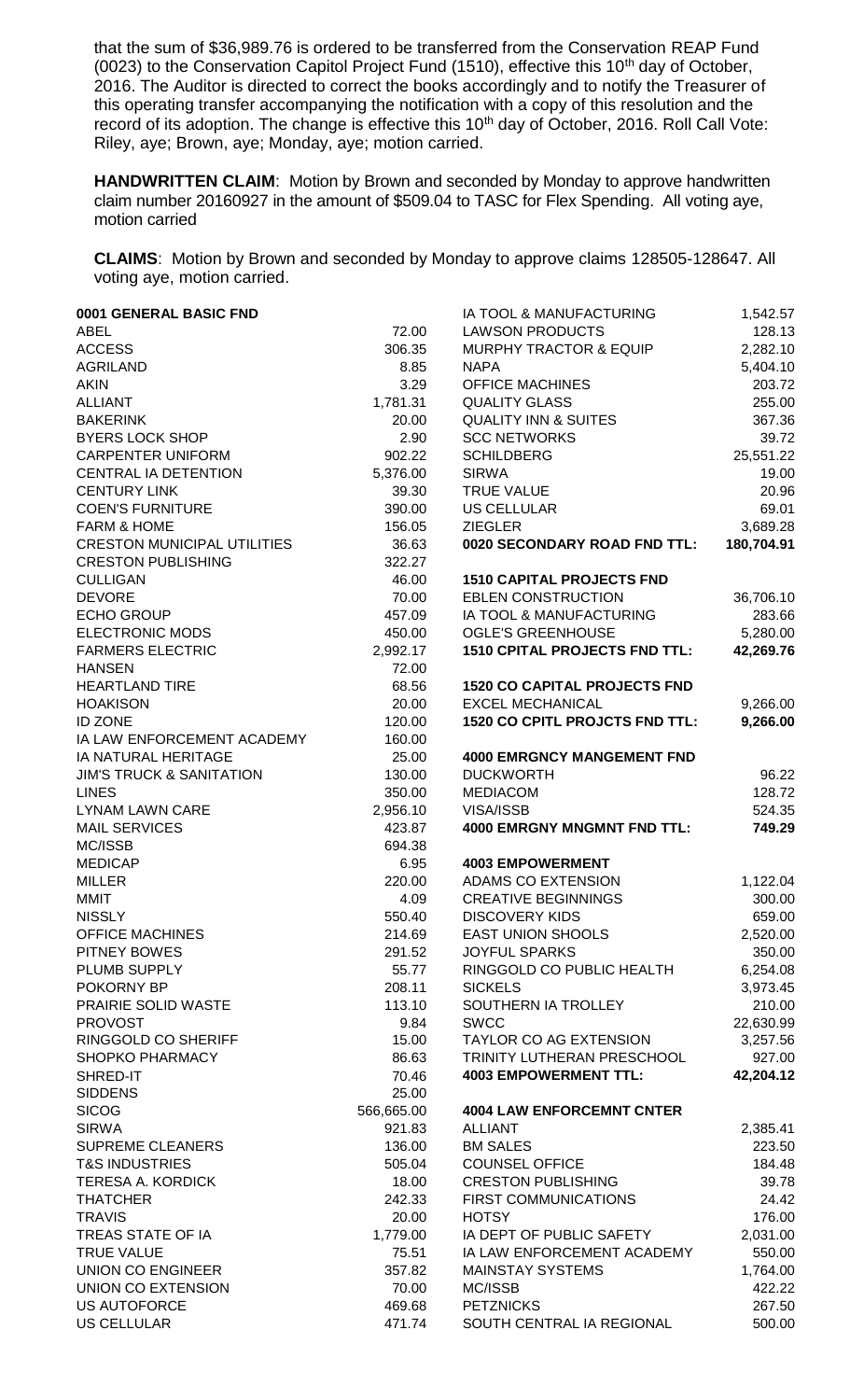that the sum of $36,989.76 is ordered to be transferred from the Conservation REAP Fund (0023) to the Conservation Capitol Project Fund (1510), effective this 10th day of October, 2016. The Auditor is directed to correct the books accordingly and to notify the Treasurer of this operating transfer accompanying the notification with a copy of this resolution and the record of its adoption. The change is effective this 10th day of October, 2016. Roll Call Vote: Riley, aye; Brown, aye; Monday, aye; motion carried.

**HANDWRITTEN CLAIM**: Motion by Brown and seconded by Monday to approve handwritten claim number 20160927 in the amount of $509.04 to TASC for Flex Spending. All voting aye, motion carried

**CLAIMS**: Motion by Brown and seconded by Monday to approve claims 128505-128647. All voting aye, motion carried.

| | |
|---|---|
| **0001 GENERAL BASIC FND** | |
| ABEL | 72.00 |
| ACCESS | 306.35 |
| AGRILAND | 8.85 |
| AKIN | 3.29 |
| ALLIANT | 1,781.31 |
| BAKERINK | 20.00 |
| BYERS LOCK SHOP | 2.90 |
| CARPENTER UNIFORM | 902.22 |
| CENTRAL IA DETENTION | 5,376.00 |
| CENTURY LINK | 39.30 |
| COEN'S FURNITURE | 390.00 |
| FARM & HOME | 156.05 |
| CRESTON MUNICIPAL UTILITIES | 36.63 |
| CRESTON PUBLISHING | 322.27 |
| CULLIGAN | 46.00 |
| DEVORE | 70.00 |
| ECHO GROUP | 457.09 |
| ELECTRONIC MODS | 450.00 |
| FARMERS ELECTRIC | 2,992.17 |
| HANSEN | 72.00 |
| HEARTLAND TIRE | 68.56 |
| HOAKISON | 20.00 |
| ID ZONE | 120.00 |
| IA LAW ENFORCEMENT ACADEMY | 160.00 |
| IA NATURAL HERITAGE | 25.00 |
| JIM'S TRUCK & SANITATION | 130.00 |
| LINES | 350.00 |
| LYNAM LAWN CARE | 2,956.10 |
| MAIL SERVICES | 423.87 |
| MC/ISSB | 694.38 |
| MEDICAP | 6.95 |
| MILLER | 220.00 |
| MMIT | 4.09 |
| NISSLY | 550.40 |
| OFFICE MACHINES | 214.69 |
| PITNEY BOWES | 291.52 |
| PLUMB SUPPLY | 55.77 |
| POKORNY BP | 208.11 |
| PRAIRIE SOLID WASTE | 113.10 |
| PROVOST | 9.84 |
| RINGGOLD CO SHERIFF | 15.00 |
| SHOPKO PHARMACY | 86.63 |
| SHRED-IT | 70.46 |
| SIDDENS | 25.00 |
| SICOG | 566,665.00 |
| SIRWA | 921.83 |
| SUPREME CLEANERS | 136.00 |
| T&S INDUSTRIES | 505.04 |
| TERESA A. KORDICK | 18.00 |
| THATCHER | 242.33 |
| TRAVIS | 20.00 |
| TREAS STATE OF IA | 1,779.00 |
| TRUE VALUE | 75.51 |
| UNION CO ENGINEER | 357.82 |
| UNION CO EXTENSION | 70.00 |
| US AUTOFORCE | 469.68 |
| US CELLULAR | 471.74 |
| IA TOOL & MANUFACTURING | 1,542.57 |
| LAWSON PRODUCTS | 128.13 |
| MURPHY TRACTOR & EQUIP | 2,282.10 |
| NAPA | 5,404.10 |
| OFFICE MACHINES | 203.72 |
| QUALITY GLASS | 255.00 |
| QUALITY INN & SUITES | 367.36 |
| SCC NETWORKS | 39.72 |
| SCHILDBERG | 25,551.22 |
| SIRWA | 19.00 |
| TRUE VALUE | 20.96 |
| US CELLULAR | 69.01 |
| ZIEGLER | 3,689.28 |
| **0020 SECONDARY ROAD FND TTL:** | **180,704.91** |
| | |
| **1510 CAPITAL PROJECTS FND** | |
| EBLEN CONSTRUCTION | 36,706.10 |
| IA TOOL & MANUFACTURING | 283.66 |
| OGLE'S GREENHOUSE | 5,280.00 |
| **1510 CPITAL PROJECTS FND TTL:** | **42,269.76** |
| | |
| **1520 CO CAPITAL PROJECTS FND** | |
| EXCEL MECHANICAL | 9,266.00 |
| **1520 CO CPITL PROJCTS FND TTL:** | **9,266.00** |
| | |
| **4000 EMRGNCY MANGEMENT FND** | |
| DUCKWORTH | 96.22 |
| MEDIACOM | 128.72 |
| VISA/ISSB | 524.35 |
| **4000 EMRGNY MNGMNT FND TTL:** | **749.29** |
| | |
| **4003 EMPOWERMENT** | |
| ADAMS CO EXTENSION | 1,122.04 |
| CREATIVE BEGINNINGS | 300.00 |
| DISCOVERY KIDS | 659.00 |
| EAST UNION SHOOLS | 2,520.00 |
| JOYFUL SPARKS | 350.00 |
| RINGGOLD CO PUBLIC HEALTH | 6,254.08 |
| SICKELS | 3,973.45 |
| SOUTHERN IA TROLLEY | 210.00 |
| SWCC | 22,630.99 |
| TAYLOR CO AG EXTENSION | 3,257.56 |
| TRINITY LUTHERAN PRESCHOOL | 927.00 |
| **4003 EMPOWERMENT TTL:** | **42,204.12** |
| | |
| **4004 LAW ENFORCEMNT CNTER** | |
| ALLIANT | 2,385.41 |
| BM SALES | 223.50 |
| COUNSEL OFFICE | 184.48 |
| CRESTON PUBLISHING | 39.78 |
| FIRST COMMUNICATIONS | 24.42 |
| HOTSY | 176.00 |
| IA DEPT OF PUBLIC SAFETY | 2,031.00 |
| IA LAW ENFORCEMENT ACADEMY | 550.00 |
| MAINSTAY SYSTEMS | 1,764.00 |
| MC/ISSB | 422.22 |
| PETZNICKS | 267.50 |
| SOUTH CENTRAL IA REGIONAL | 500.00 |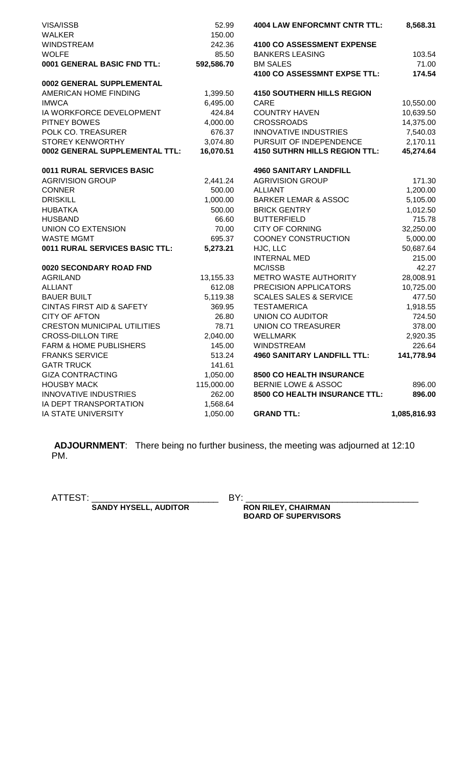| | |
|---|---|
| VISA/ISSB | 52.99 |
| WALKER | 150.00 |
| WINDSTREAM | 242.36 |
| WOLFE | 85.50 |
| **0001 GENERAL BASIC FND TTL:** | **592,586.70** |
| **0002 GENERAL SUPPLEMENTAL** | |
| AMERICAN HOME FINDING | 1,399.50 |
| IMWCA | 6,495.00 |
| IA WORKFORCE DEVELOPMENT | 424.84 |
| PITNEY BOWES | 4,000.00 |
| POLK CO. TREASURER | 676.37 |
| STOREY KENWORTHY | 3,074.80 |
| **0002 GENERAL SUPPLEMENTAL TTL:** | **16,070.51** |
| **0011 RURAL SERVICES BASIC** | |
| AGRIVISION GROUP | 2,441.24 |
| CONNER | 500.00 |
| DRISKILL | 1,000.00 |
| HUBATKA | 500.00 |
| HUSBAND | 66.60 |
| UNION CO EXTENSION | 70.00 |
| WASTE MGMT | 695.37 |
| **0011 RURAL SERVICES BASIC TTL:** | **5,273.21** |
| **0020 SECONDARY ROAD FND** | |
| AGRILAND | 13,155.33 |
| ALLIANT | 612.08 |
| BAUER BUILT | 5,119.38 |
| CINTAS FIRST AID & SAFETY | 369.95 |
| CITY OF AFTON | 26.80 |
| CRESTON MUNICIPAL UTILITIES | 78.71 |
| CROSS-DILLON TIRE | 2,040.00 |
| FARM & HOME PUBLISHERS | 145.00 |
| FRANKS SERVICE | 513.24 |
| GATR TRUCK | 141.61 |
| GIZA CONTRACTING | 1,050.00 |
| HOUSBY MACK | 115,000.00 |
| INNOVATIVE INDUSTRIES | 262.00 |
| IA DEPT TRANSPORTATION | 1,568.64 |
| IA STATE UNIVERSITY | 1,050.00 |
| **4004 LAW ENFORCMNT CNTR TTL:** | **8,568.31** |
| **4100 CO ASSESSMENT EXPENSE** | |
| BANKERS LEASING | 103.54 |
| BM SALES | 71.00 |
| **4100 CO ASSESSMNT EXPSE TTL:** | **174.54** |
| **4150 SOUTHERN HILLS REGION** | |
| CARE | 10,550.00 |
| COUNTRY HAVEN | 10,639.50 |
| CROSSROADS | 14,375.00 |
| INNOVATIVE INDUSTRIES | 7,540.03 |
| PURSUIT OF INDEPENDENCE | 2,170.11 |
| **4150 SUTHRN HILLS REGION TTL:** | **45,274.64** |
| **4960 SANITARY LANDFILL** | |
| AGRIVISION GROUP | 171.30 |
| ALLIANT | 1,200.00 |
| BARKER LEMAR & ASSOC | 5,105.00 |
| BRICK GENTRY | 1,012.50 |
| BUTTERFIELD | 715.78 |
| CITY OF CORNING | 32,250.00 |
| COONEY CONSTRUCTION | 5,000.00 |
| HJC, LLC | 50,687.64 |
| INTERNAL MED | 215.00 |
| MC/ISSB | 42.27 |
| METRO WASTE AUTHORITY | 28,008.91 |
| PRECISION APPLICATORS | 10,725.00 |
| SCALES SALES & SERVICE | 477.50 |
| TESTAMERICA | 1,918.55 |
| UNION CO AUDITOR | 724.50 |
| UNION CO TREASURER | 378.00 |
| WELLMARK | 2,920.35 |
| WINDSTREAM | 226.64 |
| **4960 SANITARY LANDFILL TTL:** | **141,778.94** |
| **8500 CO HEALTH INSURANCE** | |
| BERNIE LOWE & ASSOC | 896.00 |
| **8500 CO HEALTH INSURANCE TTL:** | **896.00** |
| **GRAND TTL:** | **1,085,816.93** |

**ADJOURNMENT**: There being no further business, the meeting was adjourned at 12:10 PM.

ATTEST: __________________________ BY: ____________________________________

**SANDY HYSELL, AUDITOR** **RON RILEY, CHAIRMAN**
**BOARD OF SUPERVISORS**